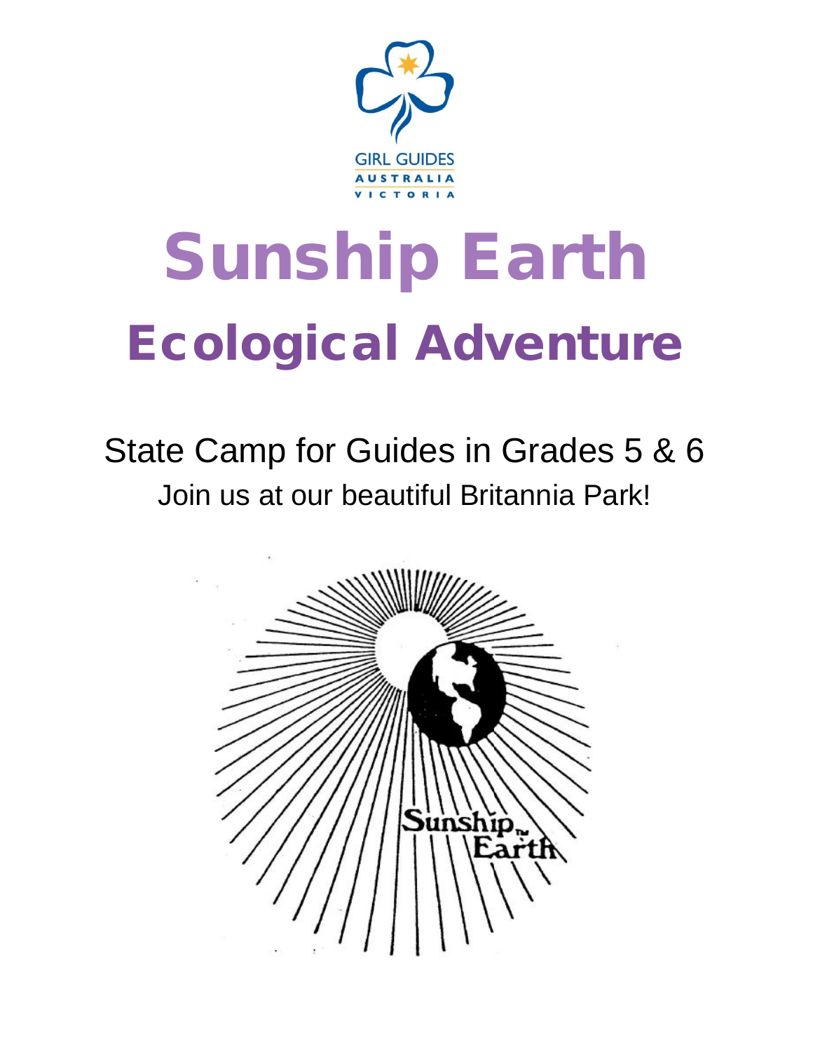GIRL GUIDES
AUSTRALIA
VICTORIA

# Sunship Earth

## Ecological Adventure

State Camp for Guides in Grades 5 & 6

Join us at our beautiful Britannia Park!

Sunship Earth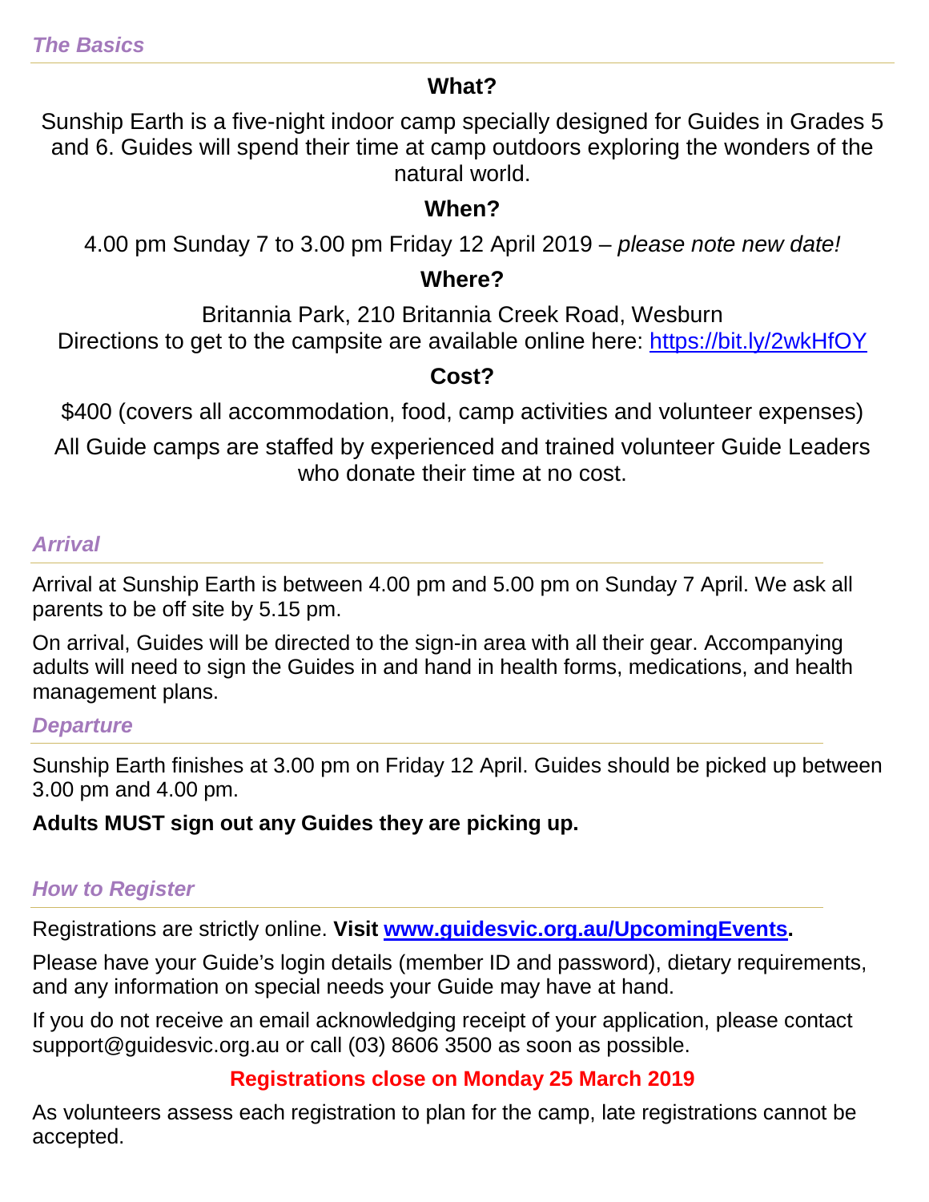## *The Basics*

### What?

Sunship Earth is a five-night indoor camp specially designed for Guides in Grades 5 and 6. Guides will spend their time at camp outdoors exploring the wonders of the natural world.

### When?

4.00 pm Sunday 7 to 3.00 pm Friday 12 April 2019 – *please note new date!*

### Where?

Britannia Park, 210 Britannia Creek Road, Wesburn
Directions to get to the campsite are available online here: [https://bit.ly/2wkHfOY](https://bit.ly/2wkHfOY)

### Cost?

$400 (covers all accommodation, food, camp activities and volunteer expenses)

All Guide camps are staffed by experienced and trained volunteer Guide Leaders who donate their time at no cost.

## *Arrival*

Arrival at Sunship Earth is between 4.00 pm and 5.00 pm on Sunday 7 April. We ask all parents to be off site by 5.15 pm.

On arrival, Guides will be directed to the sign-in area with all their gear. Accompanying adults will need to sign the Guides in and hand in health forms, medications, and health management plans.

## *Departure*

Sunship Earth finishes at 3.00 pm on Friday 12 April. Guides should be picked up between 3.00 pm and 4.00 pm.

**Adults MUST sign out any Guides they are picking up.**

## *How to Register*

Registrations are strictly online. **Visit [www.guidesvic.org.au/UpcomingEvents](www.guidesvic.org.au/UpcomingEvents).**

Please have your Guide's login details (member ID and password), dietary requirements, and any information on special needs your Guide may have at hand.

If you do not receive an email acknowledging receipt of your application, please contact support@guidesvic.org.au or call (03) 8606 3500 as soon as possible.

**Registrations close on Monday 25 March 2019**

As volunteers assess each registration to plan for the camp, late registrations cannot be accepted.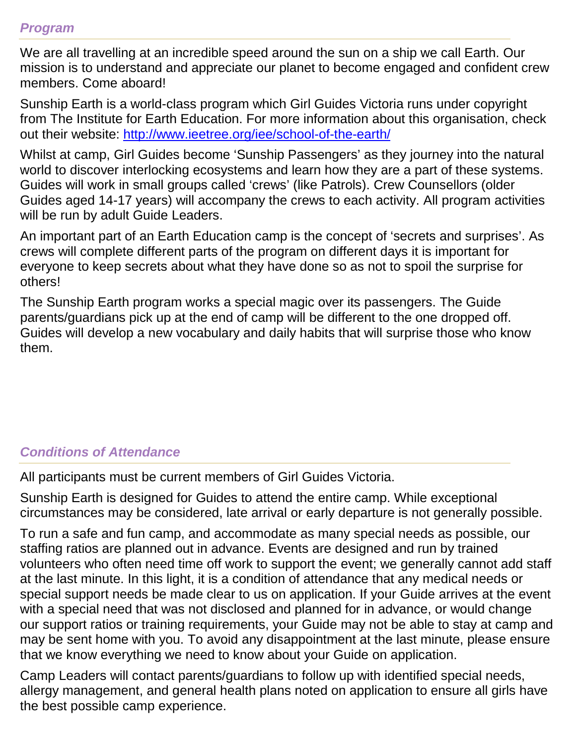## *Program*

We are all travelling at an incredible speed around the sun on a ship we call Earth. Our mission is to understand and appreciate our planet to become engaged and confident crew members. Come aboard!

Sunship Earth is a world-class program which Girl Guides Victoria runs under copyright from The Institute for Earth Education. For more information about this organisation, check out their website: [http://www.ieetree.org/iee/school-of-the-earth/](http://www.ieetree.org/iee/school-of-the-earth/)

Whilst at camp, Girl Guides become 'Sunship Passengers' as they journey into the natural world to discover interlocking ecosystems and learn how they are a part of these systems. Guides will work in small groups called 'crews' (like Patrols). Crew Counsellors (older Guides aged 14-17 years) will accompany the crews to each activity. All program activities will be run by adult Guide Leaders.

An important part of an Earth Education camp is the concept of 'secrets and surprises'. As crews will complete different parts of the program on different days it is important for everyone to keep secrets about what they have done so as not to spoil the surprise for others!

The Sunship Earth program works a special magic over its passengers. The Guide parents/guardians pick up at the end of camp will be different to the one dropped off. Guides will develop a new vocabulary and daily habits that will surprise those who know them.

## *Conditions of Attendance*

All participants must be current members of Girl Guides Victoria.

Sunship Earth is designed for Guides to attend the entire camp. While exceptional circumstances may be considered, late arrival or early departure is not generally possible.

To run a safe and fun camp, and accommodate as many special needs as possible, our staffing ratios are planned out in advance. Events are designed and run by trained volunteers who often need time off work to support the event; we generally cannot add staff at the last minute. In this light, it is a condition of attendance that any medical needs or special support needs be made clear to us on application. If your Guide arrives at the event with a special need that was not disclosed and planned for in advance, or would change our support ratios or training requirements, your Guide may not be able to stay at camp and may be sent home with you. To avoid any disappointment at the last minute, please ensure that we know everything we need to know about your Guide on application.

Camp Leaders will contact parents/guardians to follow up with identified special needs, allergy management, and general health plans noted on application to ensure all girls have the best possible camp experience.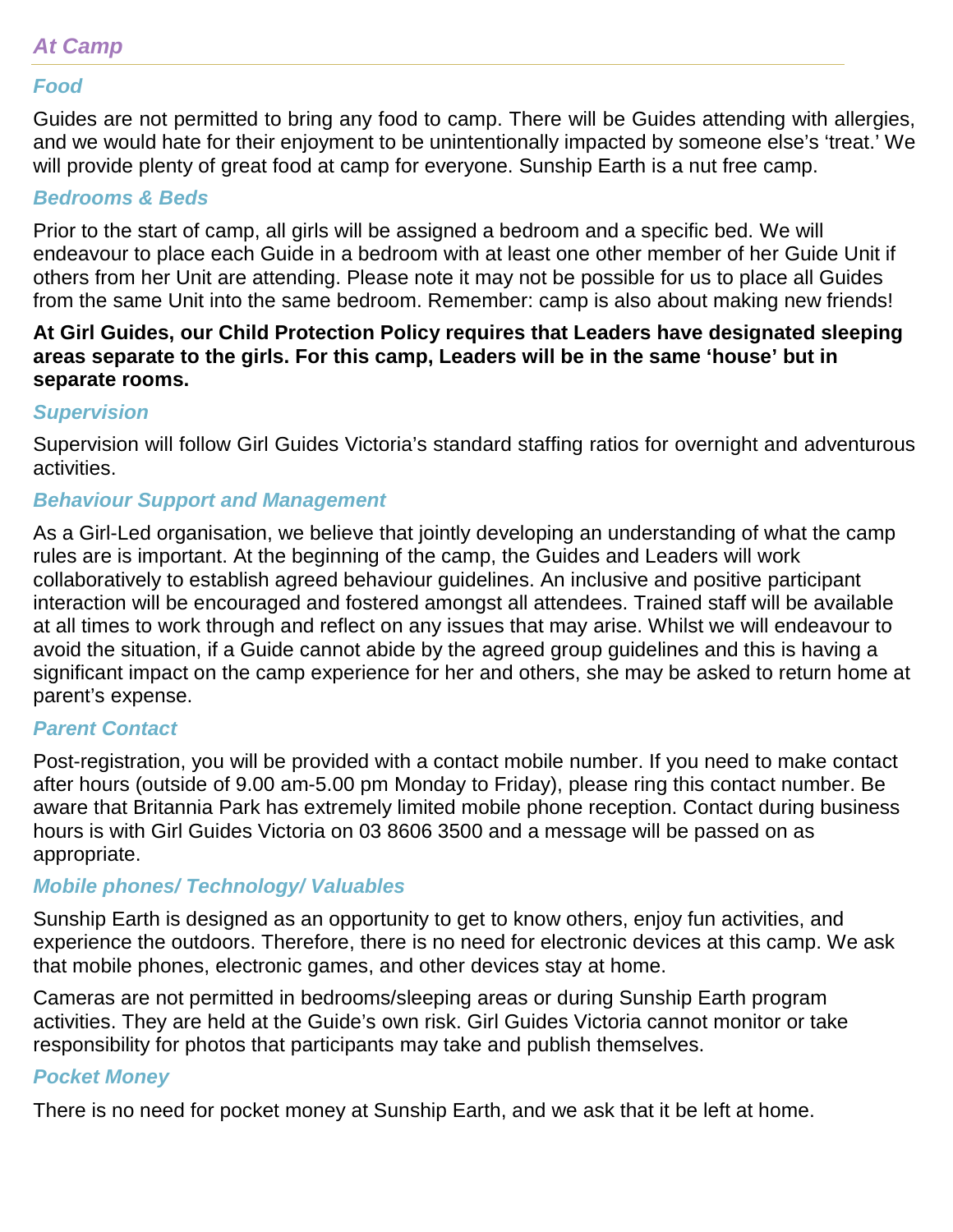## *At Camp*

### *Food*

Guides are not permitted to bring any food to camp. There will be Guides attending with allergies, and we would hate for their enjoyment to be unintentionally impacted by someone else's 'treat.' We will provide plenty of great food at camp for everyone. Sunship Earth is a nut free camp.

### *Bedrooms & Beds*

Prior to the start of camp, all girls will be assigned a bedroom and a specific bed. We will endeavour to place each Guide in a bedroom with at least one other member of her Guide Unit if others from her Unit are attending. Please note it may not be possible for us to place all Guides from the same Unit into the same bedroom. Remember: camp is also about making new friends!

**At Girl Guides, our Child Protection Policy requires that Leaders have designated sleeping areas separate to the girls. For this camp, Leaders will be in the same 'house' but in separate rooms.**

### *Supervision*

Supervision will follow Girl Guides Victoria's standard staffing ratios for overnight and adventurous activities.

### *Behaviour Support and Management*

As a Girl-Led organisation, we believe that jointly developing an understanding of what the camp rules are is important. At the beginning of the camp, the Guides and Leaders will work collaboratively to establish agreed behaviour guidelines. An inclusive and positive participant interaction will be encouraged and fostered amongst all attendees. Trained staff will be available at all times to work through and reflect on any issues that may arise. Whilst we will endeavour to avoid the situation, if a Guide cannot abide by the agreed group guidelines and this is having a significant impact on the camp experience for her and others, she may be asked to return home at parent's expense.

### *Parent Contact*

Post-registration, you will be provided with a contact mobile number. If you need to make contact after hours (outside of 9.00 am-5.00 pm Monday to Friday), please ring this contact number. Be aware that Britannia Park has extremely limited mobile phone reception. Contact during business hours is with Girl Guides Victoria on 03 8606 3500 and a message will be passed on as appropriate.

### *Mobile phones/ Technology/ Valuables*

Sunship Earth is designed as an opportunity to get to know others, enjoy fun activities, and experience the outdoors. Therefore, there is no need for electronic devices at this camp. We ask that mobile phones, electronic games, and other devices stay at home.

Cameras are not permitted in bedrooms/sleeping areas or during Sunship Earth program activities. They are held at the Guide's own risk. Girl Guides Victoria cannot monitor or take responsibility for photos that participants may take and publish themselves.

### *Pocket Money*

There is no need for pocket money at Sunship Earth, and we ask that it be left at home.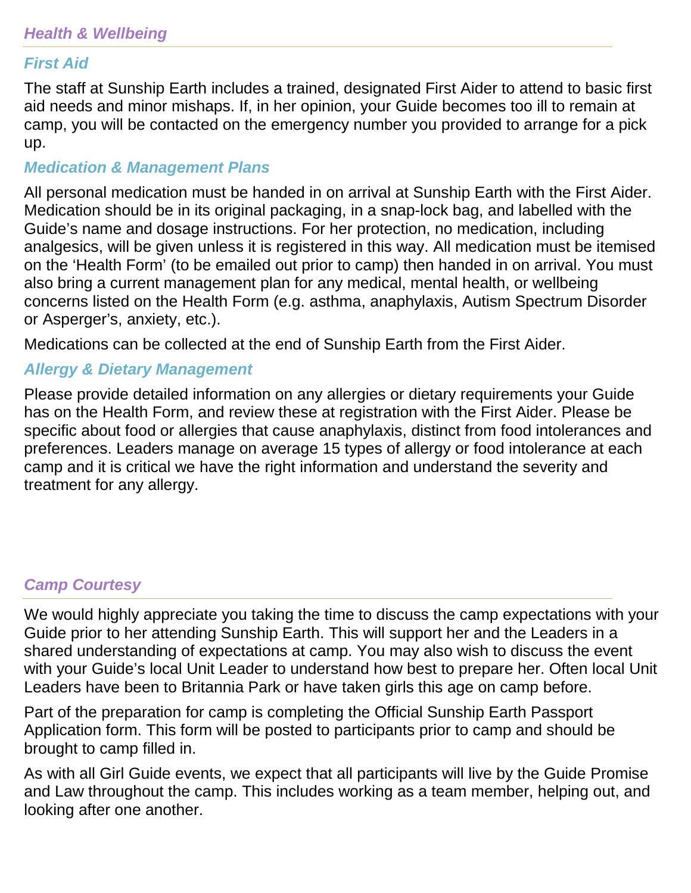## *Health & Wellbeing*

### *First Aid*

The staff at Sunship Earth includes a trained, designated First Aider to attend to basic first aid needs and minor mishaps. If, in her opinion, your Guide becomes too ill to remain at camp, you will be contacted on the emergency number you provided to arrange for a pick up.

### *Medication & Management Plans*

All personal medication must be handed in on arrival at Sunship Earth with the First Aider. Medication should be in its original packaging, in a snap-lock bag, and labelled with the Guide's name and dosage instructions. For her protection, no medication, including analgesics, will be given unless it is registered in this way. All medication must be itemised on the 'Health Form' (to be emailed out prior to camp) then handed in on arrival. You must also bring a current management plan for any medical, mental health, or wellbeing concerns listed on the Health Form (e.g. asthma, anaphylaxis, Autism Spectrum Disorder or Asperger's, anxiety, etc.).

Medications can be collected at the end of Sunship Earth from the First Aider.

### *Allergy & Dietary Management*

Please provide detailed information on any allergies or dietary requirements your Guide has on the Health Form, and review these at registration with the First Aider. Please be specific about food or allergies that cause anaphylaxis, distinct from food intolerances and preferences. Leaders manage on average 15 types of allergy or food intolerance at each camp and it is critical we have the right information and understand the severity and treatment for any allergy.

## *Camp Courtesy*

We would highly appreciate you taking the time to discuss the camp expectations with your Guide prior to her attending Sunship Earth. This will support her and the Leaders in a shared understanding of expectations at camp. You may also wish to discuss the event with your Guide's local Unit Leader to understand how best to prepare her. Often local Unit Leaders have been to Britannia Park or have taken girls this age on camp before.

Part of the preparation for camp is completing the Official Sunship Earth Passport Application form. This form will be posted to participants prior to camp and should be brought to camp filled in.

As with all Girl Guide events, we expect that all participants will live by the Guide Promise and Law throughout the camp. This includes working as a team member, helping out, and looking after one another.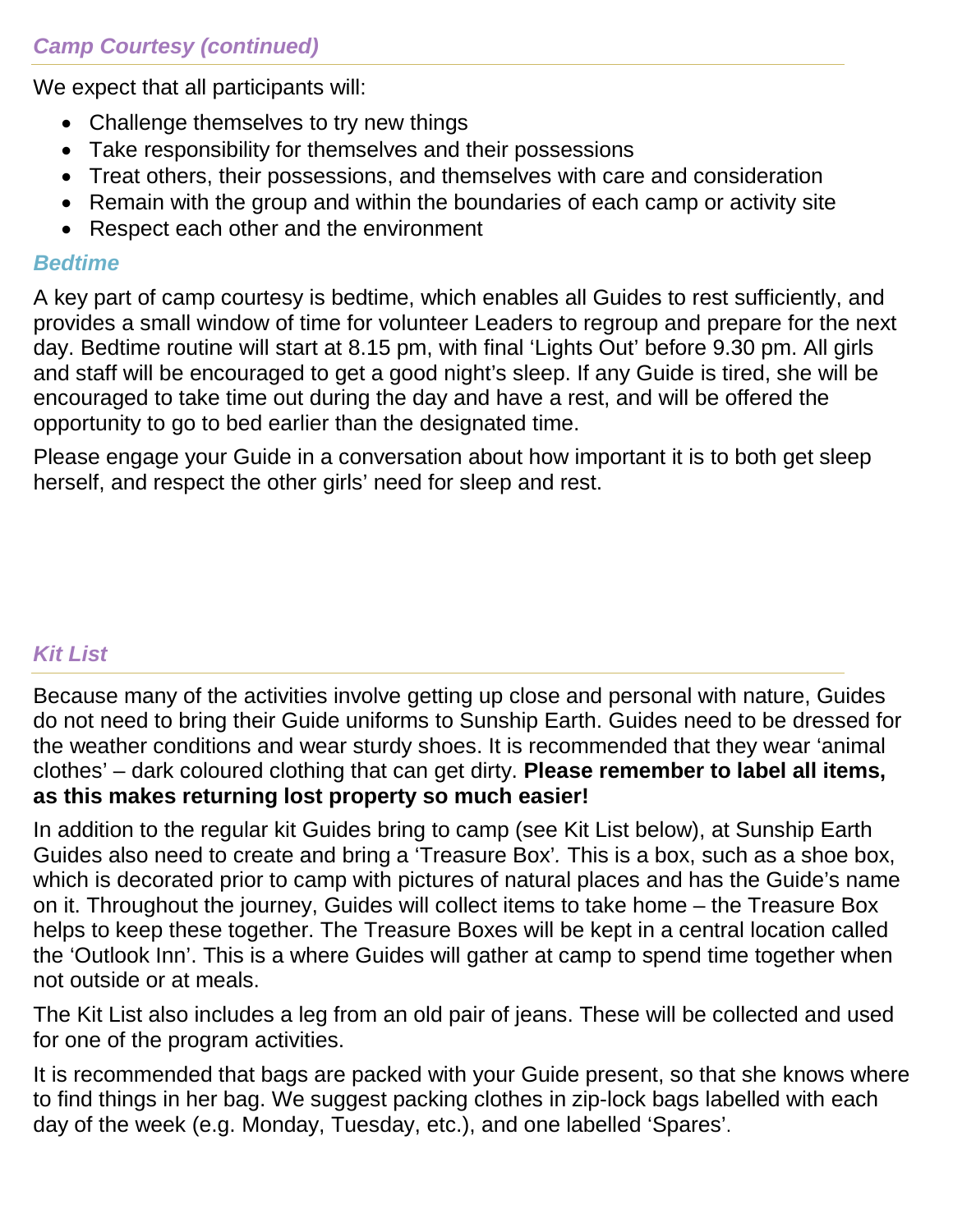### *Camp Courtesy (continued)*

We expect that all participants will:

- Challenge themselves to try new things
- Take responsibility for themselves and their possessions
- Treat others, their possessions, and themselves with care and consideration
- Remain with the group and within the boundaries of each camp or activity site
- Respect each other and the environment

### *Bedtime*

A key part of camp courtesy is bedtime, which enables all Guides to rest sufficiently, and provides a small window of time for volunteer Leaders to regroup and prepare for the next day. Bedtime routine will start at 8.15 pm, with final 'Lights Out' before 9.30 pm. All girls and staff will be encouraged to get a good night's sleep. If any Guide is tired, she will be encouraged to take time out during the day and have a rest, and will be offered the opportunity to go to bed earlier than the designated time.

Please engage your Guide in a conversation about how important it is to both get sleep herself, and respect the other girls' need for sleep and rest.

### *Kit List*

Because many of the activities involve getting up close and personal with nature, Guides do not need to bring their Guide uniforms to Sunship Earth. Guides need to be dressed for the weather conditions and wear sturdy shoes. It is recommended that they wear 'animal clothes' – dark coloured clothing that can get dirty. **Please remember to label all items, as this makes returning lost property so much easier!**

In addition to the regular kit Guides bring to camp (see Kit List below), at Sunship Earth Guides also need to create and bring a 'Treasure Box'*.* This is a box, such as a shoe box, which is decorated prior to camp with pictures of natural places and has the Guide's name on it. Throughout the journey, Guides will collect items to take home – the Treasure Box helps to keep these together. The Treasure Boxes will be kept in a central location called the 'Outlook Inn'. This is a where Guides will gather at camp to spend time together when not outside or at meals.

The Kit List also includes a leg from an old pair of jeans. These will be collected and used for one of the program activities.

It is recommended that bags are packed with your Guide present, so that she knows where to find things in her bag. We suggest packing clothes in zip-lock bags labelled with each day of the week (e.g. Monday, Tuesday, etc.), and one labelled 'Spares'.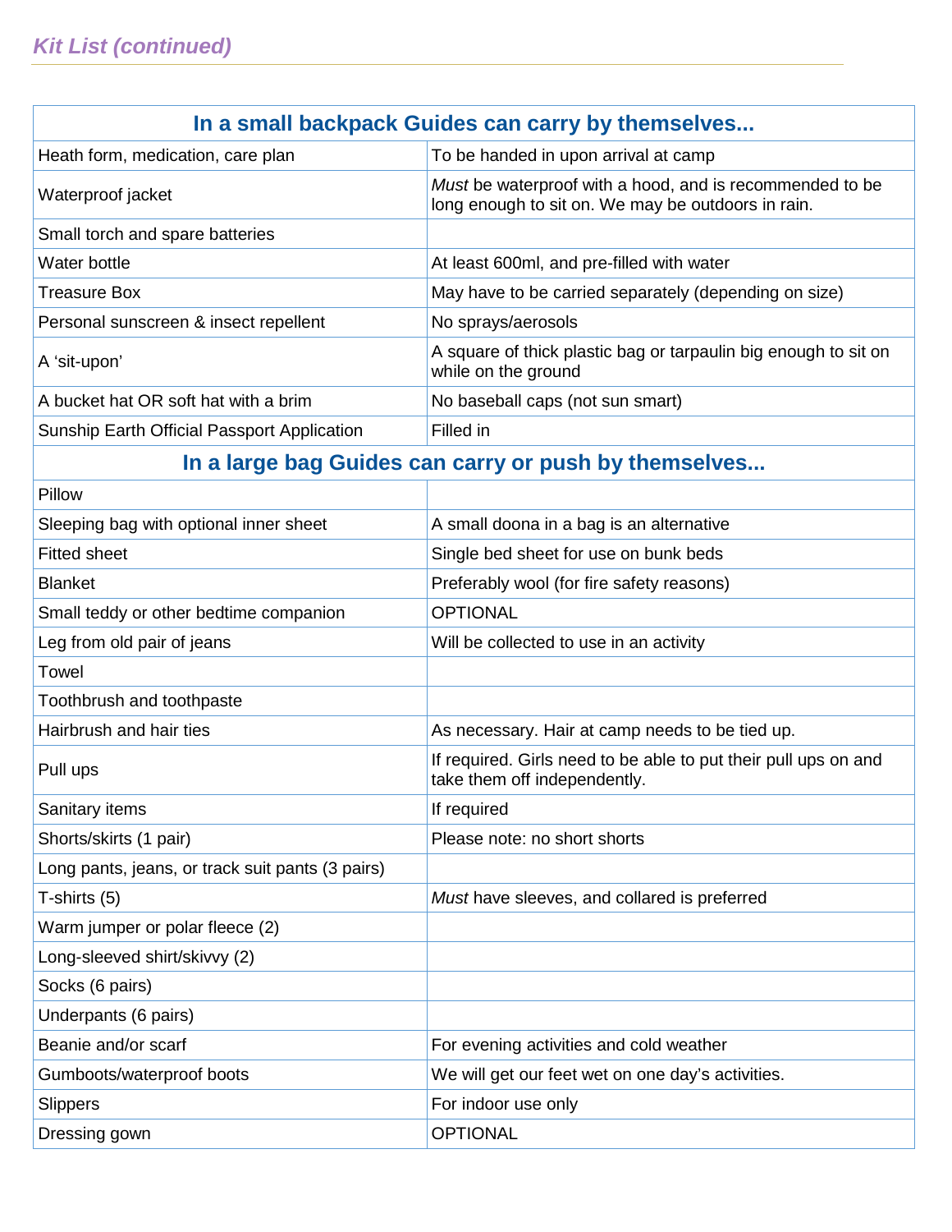## *Kit List (continued)*

| | |
|---|---|
| **In a small backpack Guides can carry by themselves...** | |
| Heath form, medication, care plan | To be handed in upon arrival at camp |
| Waterproof jacket | *Must* be waterproof with a hood, and is recommended to be long enough to sit on. We may be outdoors in rain. |
| Small torch and spare batteries | |
| Water bottle | At least 600ml, and pre-filled with water |
| Treasure Box | May have to be carried separately (depending on size) |
| Personal sunscreen & insect repellent | No sprays/aerosols |
| A 'sit-upon' | A square of thick plastic bag or tarpaulin big enough to sit on while on the ground |
| A bucket hat OR soft hat with a brim | No baseball caps (not sun smart) |
| Sunship Earth Official Passport Application | Filled in |
| **In a large bag Guides can carry or push by themselves...** | |
| Pillow | |
| Sleeping bag with optional inner sheet | A small doona in a bag is an alternative |
| Fitted sheet | Single bed sheet for use on bunk beds |
| Blanket | Preferably wool (for fire safety reasons) |
| Small teddy or other bedtime companion | OPTIONAL |
| Leg from old pair of jeans | Will be collected to use in an activity |
| Towel | |
| Toothbrush and toothpaste | |
| Hairbrush and hair ties | As necessary. Hair at camp needs to be tied up. |
| Pull ups | If required. Girls need to be able to put their pull ups on and take them off independently. |
| Sanitary items | If required |
| Shorts/skirts (1 pair) | Please note: no short shorts |
| Long pants, jeans, or track suit pants (3 pairs) | |
| T-shirts (5) | *Must* have sleeves, and collared is preferred |
| Warm jumper or polar fleece (2) | |
| Long-sleeved shirt/skivvy (2) | |
| Socks (6 pairs) | |
| Underpants (6 pairs) | |
| Beanie and/or scarf | For evening activities and cold weather |
| Gumboots/waterproof boots | We will get our feet wet on one day's activities. |
| Slippers | For indoor use only |
| Dressing gown | OPTIONAL |